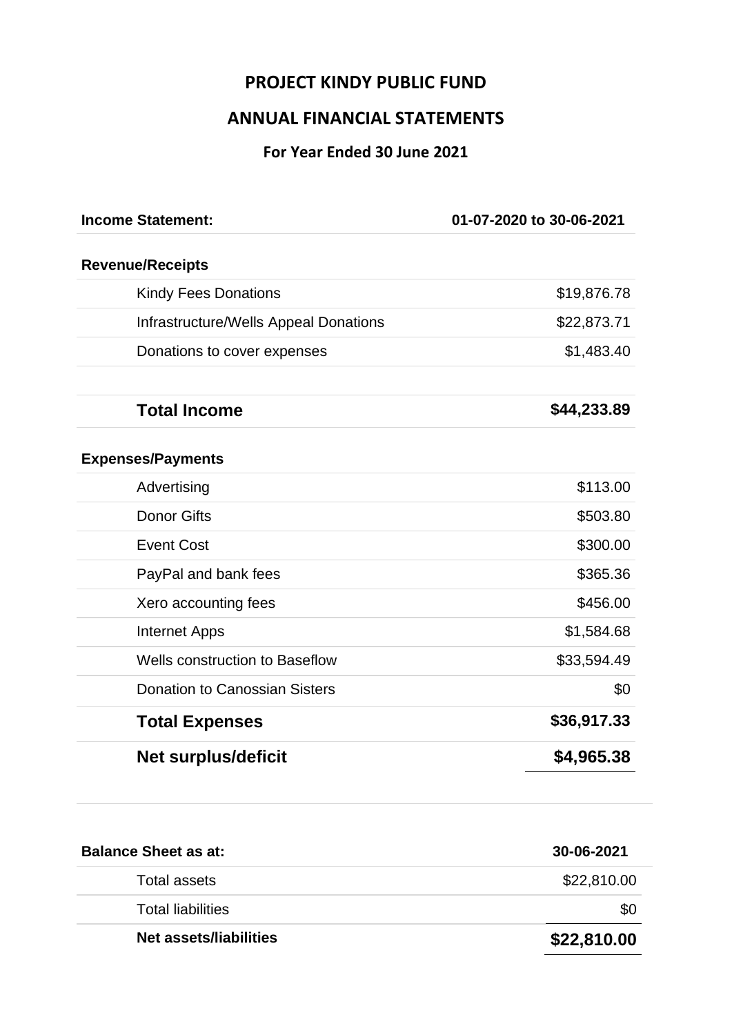# PROJECT KINDY PUBLIC FUND

## ANNUAL FINANCIAL STATEMENTS

### For Year Ended 30 June 2021

| **Income Statement:** | **01-07-2020 to 30-06-2021** |
|---|---|
| **Revenue/Receipts** | |
| Kindy Fees Donations | $19,876.78 |
| Infrastructure/Wells Appeal Donations | $22,873.71 |
| Donations to cover expenses | $1,483.40 |
| | |
| **Total Income** | **$44,233.89** |
| **Expenses/Payments** | |
| Advertising | $113.00 |
| Donor Gifts | $503.80 |
| Event Cost | $300.00 |
| PayPal and bank fees | $365.36 |
| Xero accounting fees | $456.00 |
| Internet Apps | $1,584.68 |
| Wells construction to Baseflow | $33,594.49 |
| Donation to Canossian Sisters | $0 |
| **Total Expenses** | **$36,917.33** |
| **Net surplus/deficit** | **$4,965.38** |

| **Balance Sheet as at:** | **30-06-2021** |
|---|---|
| Total assets | $22,810.00 |
| Total liabilities | $0 |
| **Net assets/liabilities** | **$22,810.00** |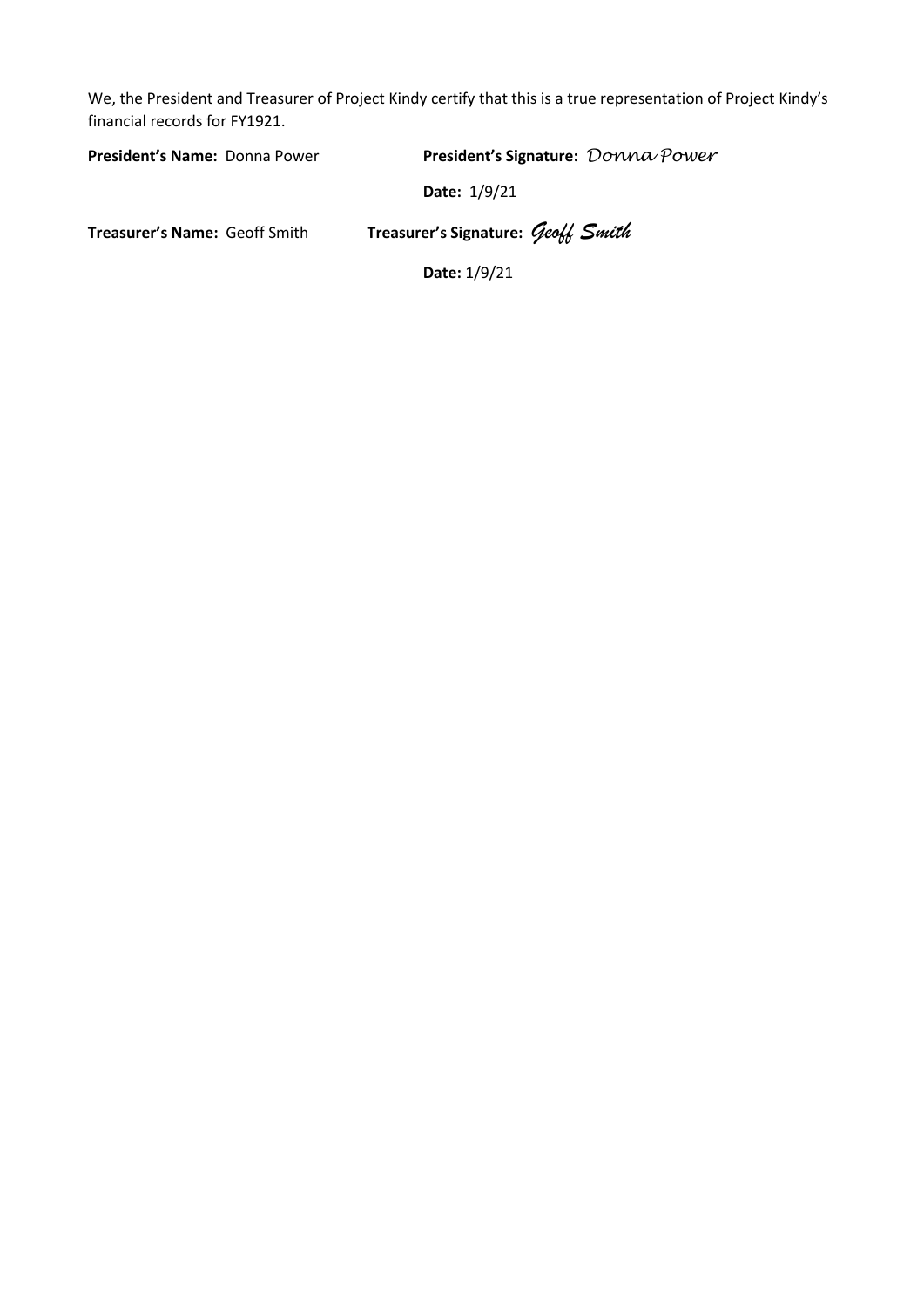We, the President and Treasurer of Project Kindy certify that this is a true representation of Project Kindy's financial records for FY1921.

**President's Name:** Donna Power **President's Signature:** *Donna Power*

**Date:** 1/9/21

**Treasurer's Name:** Geoff Smith **Treasurer's Signature:** *Geoff Smith*

**Date:** 1/9/21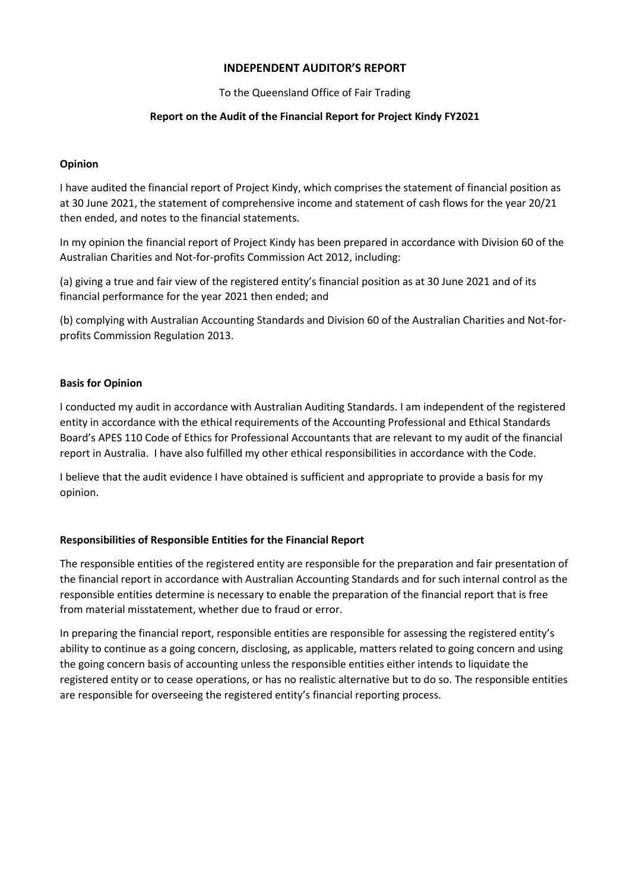**INDEPENDENT AUDITOR'S REPORT**

To the Queensland Office of Fair Trading

**Report on the Audit of the Financial Report for Project Kindy FY2021**

**Opinion**

I have audited the financial report of Project Kindy, which comprises the statement of financial position as at 30 June 2021, the statement of comprehensive income and statement of cash flows for the year 20/21 then ended, and notes to the financial statements.

In my opinion the financial report of Project Kindy has been prepared in accordance with Division 60 of the Australian Charities and Not-for-profits Commission Act 2012, including:

(a) giving a true and fair view of the registered entity's financial position as at 30 June 2021 and of its financial performance for the year 2021 then ended; and

(b) complying with Australian Accounting Standards and Division 60 of the Australian Charities and Not-for-profits Commission Regulation 2013.

**Basis for Opinion**

I conducted my audit in accordance with Australian Auditing Standards. I am independent of the registered entity in accordance with the ethical requirements of the Accounting Professional and Ethical Standards Board's APES 110 Code of Ethics for Professional Accountants that are relevant to my audit of the financial report in Australia. I have also fulfilled my other ethical responsibilities in accordance with the Code.

I believe that the audit evidence I have obtained is sufficient and appropriate to provide a basis for my opinion.

**Responsibilities of Responsible Entities for the Financial Report**

The responsible entities of the registered entity are responsible for the preparation and fair presentation of the financial report in accordance with Australian Accounting Standards and for such internal control as the responsible entities determine is necessary to enable the preparation of the financial report that is free from material misstatement, whether due to fraud or error.

In preparing the financial report, responsible entities are responsible for assessing the registered entity's ability to continue as a going concern, disclosing, as applicable, matters related to going concern and using the going concern basis of accounting unless the responsible entities either intends to liquidate the registered entity or to cease operations, or has no realistic alternative but to do so. The responsible entities are responsible for overseeing the registered entity's financial reporting process.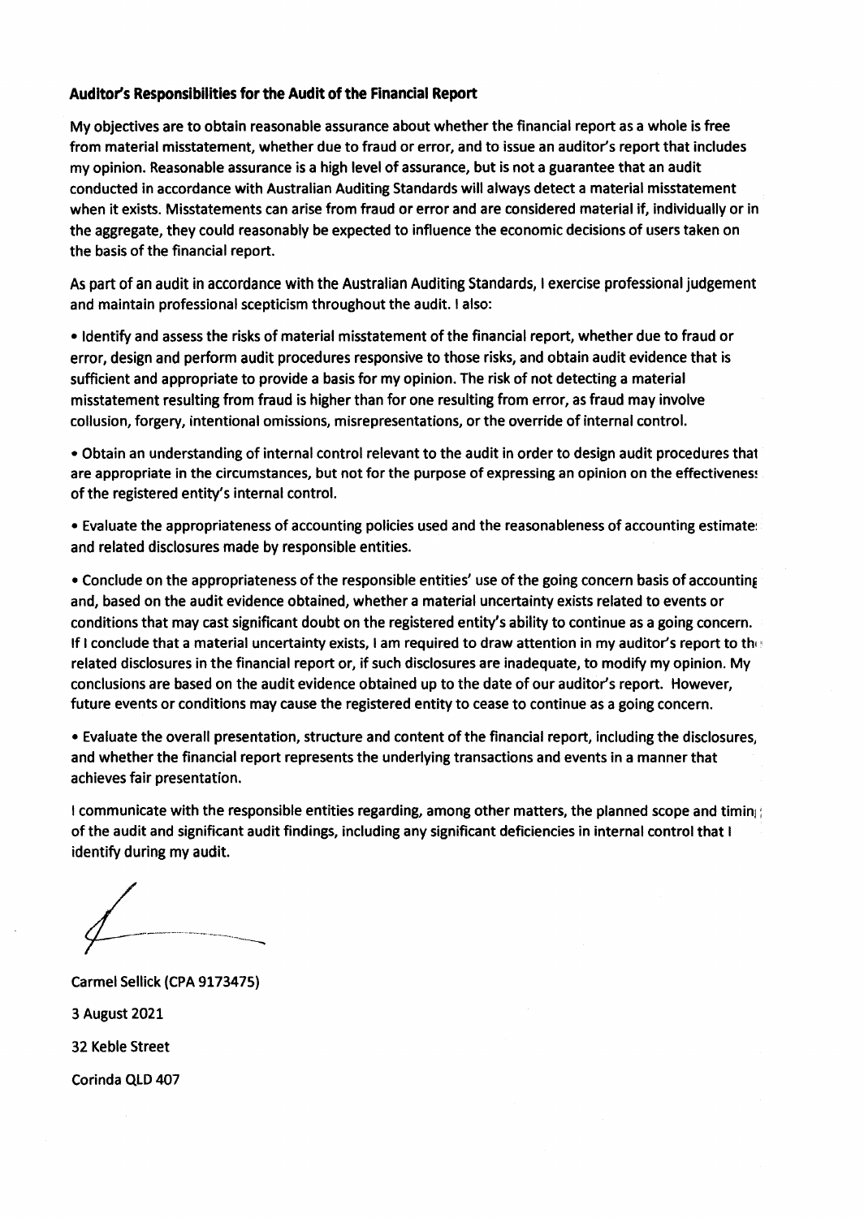**Auditor's Responsibilities for the Audit of the Financial Report**

My objectives are to obtain reasonable assurance about whether the financial report as a whole is free from material misstatement, whether due to fraud or error, and to issue an auditor's report that includes my opinion. Reasonable assurance is a high level of assurance, but is not a guarantee that an audit conducted in accordance with Australian Auditing Standards will always detect a material misstatement when it exists. Misstatements can arise from fraud or error and are considered material if, individually or in the aggregate, they could reasonably be expected to influence the economic decisions of users taken on the basis of the financial report.

As part of an audit in accordance with the Australian Auditing Standards, I exercise professional judgement and maintain professional scepticism throughout the audit. I also:

- Identify and assess the risks of material misstatement of the financial report, whether due to fraud or error, design and perform audit procedures responsive to those risks, and obtain audit evidence that is sufficient and appropriate to provide a basis for my opinion. The risk of not detecting a material misstatement resulting from fraud is higher than for one resulting from error, as fraud may involve collusion, forgery, intentional omissions, misrepresentations, or the override of internal control.

- Obtain an understanding of internal control relevant to the audit in order to design audit procedures that are appropriate in the circumstances, but not for the purpose of expressing an opinion on the effectiveness of the registered entity's internal control.

- Evaluate the appropriateness of accounting policies used and the reasonableness of accounting estimates and related disclosures made by responsible entities.

- Conclude on the appropriateness of the responsible entities' use of the going concern basis of accounting and, based on the audit evidence obtained, whether a material uncertainty exists related to events or conditions that may cast significant doubt on the registered entity's ability to continue as a going concern. If I conclude that a material uncertainty exists, I am required to draw attention in my auditor's report to the related disclosures in the financial report or, if such disclosures are inadequate, to modify my opinion. My conclusions are based on the audit evidence obtained up to the date of our auditor's report. However, future events or conditions may cause the registered entity to cease to continue as a going concern.

- Evaluate the overall presentation, structure and content of the financial report, including the disclosures, and whether the financial report represents the underlying transactions and events in a manner that achieves fair presentation.

I communicate with the responsible entities regarding, among other matters, the planned scope and timing of the audit and significant audit findings, including any significant deficiencies in internal control that I identify during my audit.

Carmel Sellick (CPA 9173475)

3 August 2021

32 Keble Street

Corinda QLD 407